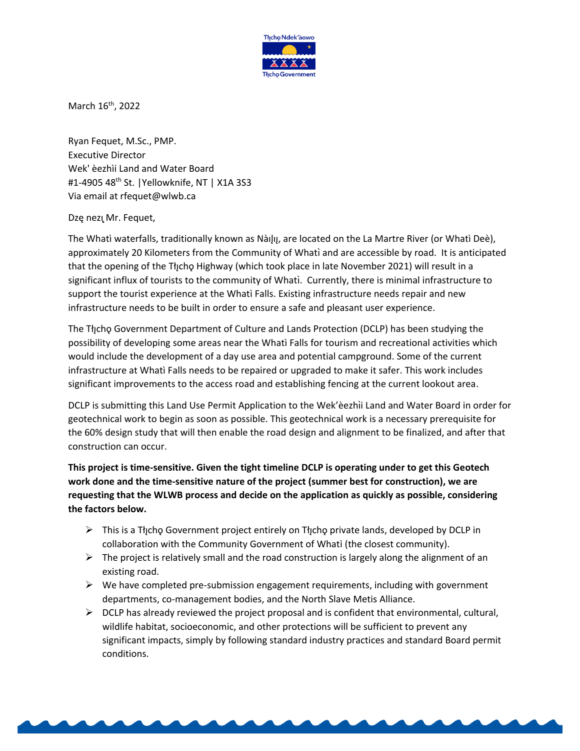Tłı̨chǫ Ndek'àowo

Tłı̨chǫ Government

March 16th, 2022

Ryan Fequet, M.Sc., PMP.
Executive Director
Wek' èezhìi Land and Water Board
#1-4905 48th St. |Yellowknife, NT | X1A 3S3
Via email at rfequet@wlwb.ca

Dzę nezı̨ Mr. Fequet,

The Whatì waterfalls, traditionally known as Nàılı̨ı̨, are located on the La Martre River (or Whatì Deè), approximately 20 Kilometers from the Community of Whatì and are accessible by road. It is anticipated that the opening of the Tłı̨chǫ Highway (which took place in late November 2021) will result in a significant influx of tourists to the community of Whatì. Currently, there is minimal infrastructure to support the tourist experience at the Whatì Falls. Existing infrastructure needs repair and new infrastructure needs to be built in order to ensure a safe and pleasant user experience.

The Tłı̨chǫ Government Department of Culture and Lands Protection (DCLP) has been studying the possibility of developing some areas near the Whatì Falls for tourism and recreational activities which would include the development of a day use area and potential campground. Some of the current infrastructure at Whatì Falls needs to be repaired or upgraded to make it safer. This work includes significant improvements to the access road and establishing fencing at the current lookout area.

DCLP is submitting this Land Use Permit Application to the Wek'èezhìi Land and Water Board in order for geotechnical work to begin as soon as possible. This geotechnical work is a necessary prerequisite for the 60% design study that will then enable the road design and alignment to be finalized, and after that construction can occur.

**This project is time-sensitive. Given the tight timeline DCLP is operating under to get this Geotech work done and the time-sensitive nature of the project (summer best for construction), we are requesting that the WLWB process and decide on the application as quickly as possible, considering the factors below.**

- This is a Tłı̨chǫ Government project entirely on Tłı̨chǫ private lands, developed by DCLP in collaboration with the Community Government of Whatì (the closest community).
- The project is relatively small and the road construction is largely along the alignment of an existing road.
- We have completed pre-submission engagement requirements, including with government departments, co-management bodies, and the North Slave Metis Alliance.
- DCLP has already reviewed the project proposal and is confident that environmental, cultural, wildlife habitat, socioeconomic, and other protections will be sufficient to prevent any significant impacts, simply by following standard industry practices and standard Board permit conditions.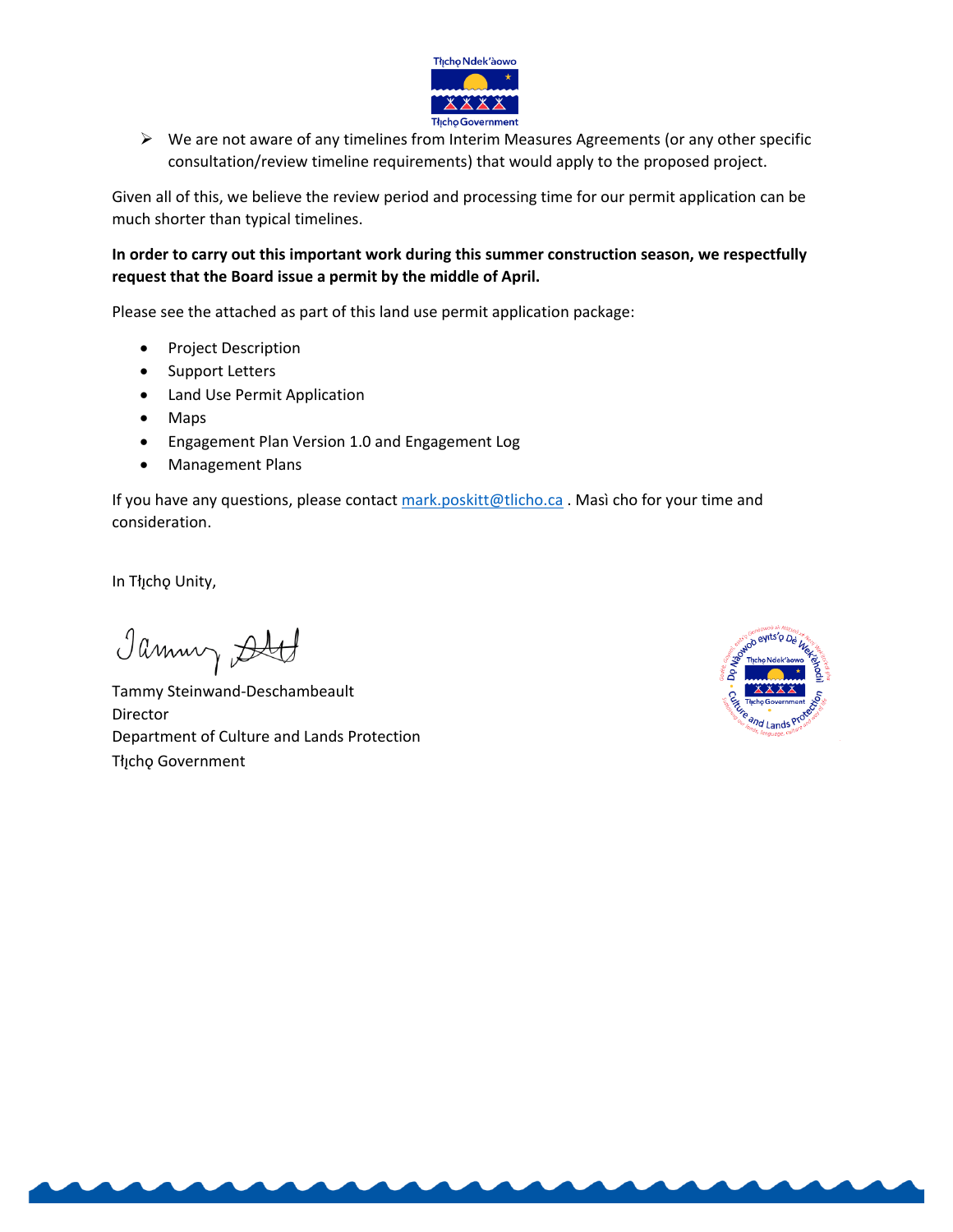- We are not aware of any timelines from Interim Measures Agreements (or any other specific consultation/review timeline requirements) that would apply to the proposed project.

Given all of this, we believe the review period and processing time for our permit application can be much shorter than typical timelines.

**In order to carry out this important work during this summer construction season, we respectfully request that the Board issue a permit by the middle of April.**

Please see the attached as part of this land use permit application package:

- Project Description
- Support Letters
- Land Use Permit Application
- Maps
- Engagement Plan Version 1.0 and Engagement Log
- Management Plans

If you have any questions, please contact mark.poskitt@tlicho.ca . Masì cho for your time and consideration.

In Tłı̨chǫ Unity,

Tammy Steinwand-Deschambeault
Director
Department of Culture and Lands Protection
Tłı̨chǫ Government